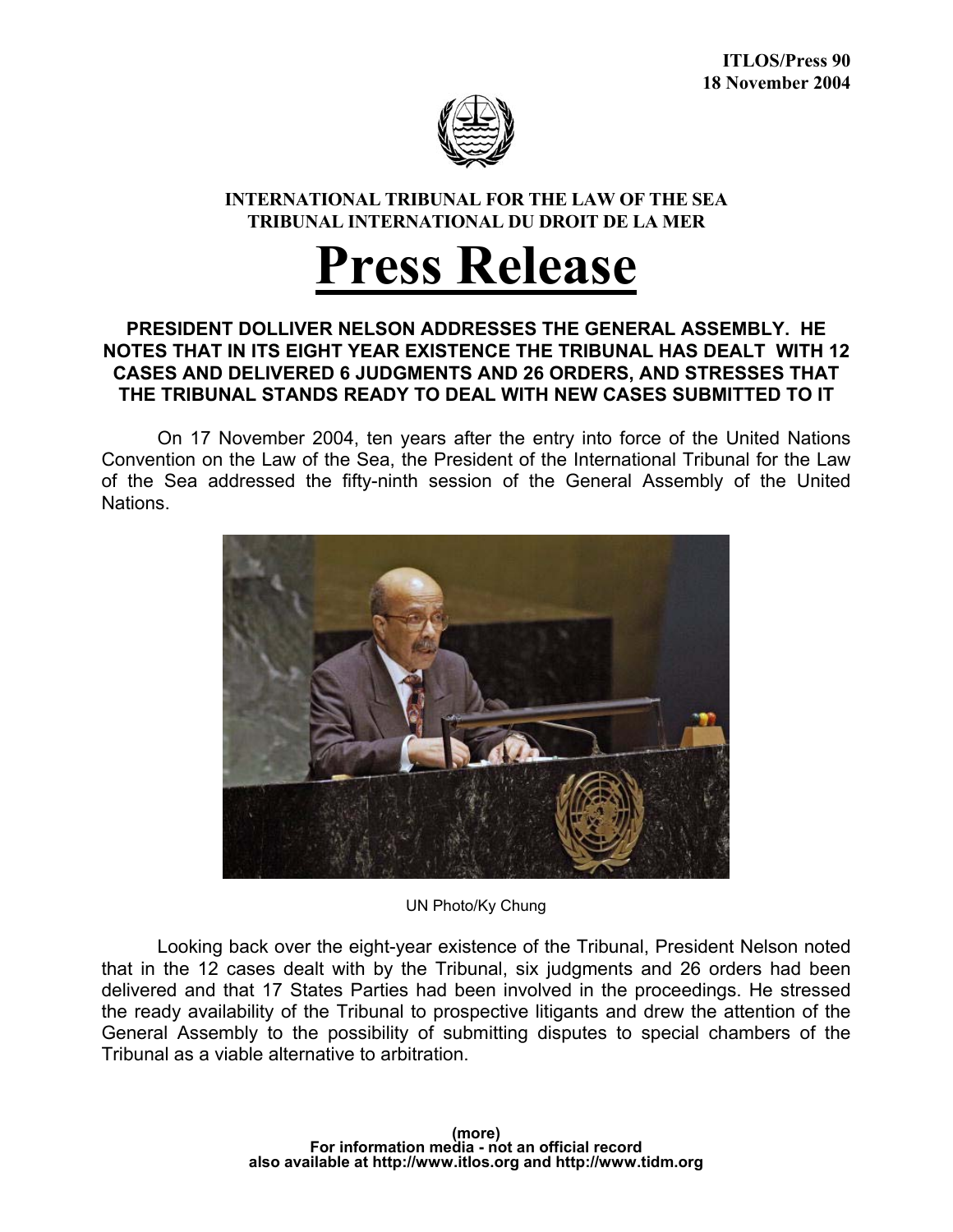ITLOS/Press 90
18 November 2004

**INTERNATIONAL TRIBUNAL FOR THE LAW OF THE SEA**
**TRIBUNAL INTERNATIONAL DU DROIT DE LA MER**

# Press Release

**PRESIDENT DOLLIVER NELSON ADDRESSES THE GENERAL ASSEMBLY. HE NOTES THAT IN ITS EIGHT YEAR EXISTENCE THE TRIBUNAL HAS DEALT WITH 12 CASES AND DELIVERED 6 JUDGMENTS AND 26 ORDERS, AND STRESSES THAT THE TRIBUNAL STANDS READY TO DEAL WITH NEW CASES SUBMITTED TO IT**

On 17 November 2004, ten years after the entry into force of the United Nations Convention on the Law of the Sea, the President of the International Tribunal for the Law of the Sea addressed the fifty-ninth session of the General Assembly of the United Nations.

UN Photo/Ky Chung

Looking back over the eight-year existence of the Tribunal, President Nelson noted that in the 12 cases dealt with by the Tribunal, six judgments and 26 orders had been delivered and that 17 States Parties had been involved in the proceedings. He stressed the ready availability of the Tribunal to prospective litigants and drew the attention of the General Assembly to the possibility of submitting disputes to special chambers of the Tribunal as a viable alternative to arbitration.

**(more)**
**For information media - not an official record**
**also available at http://www.itlos.org and http://www.tidm.org**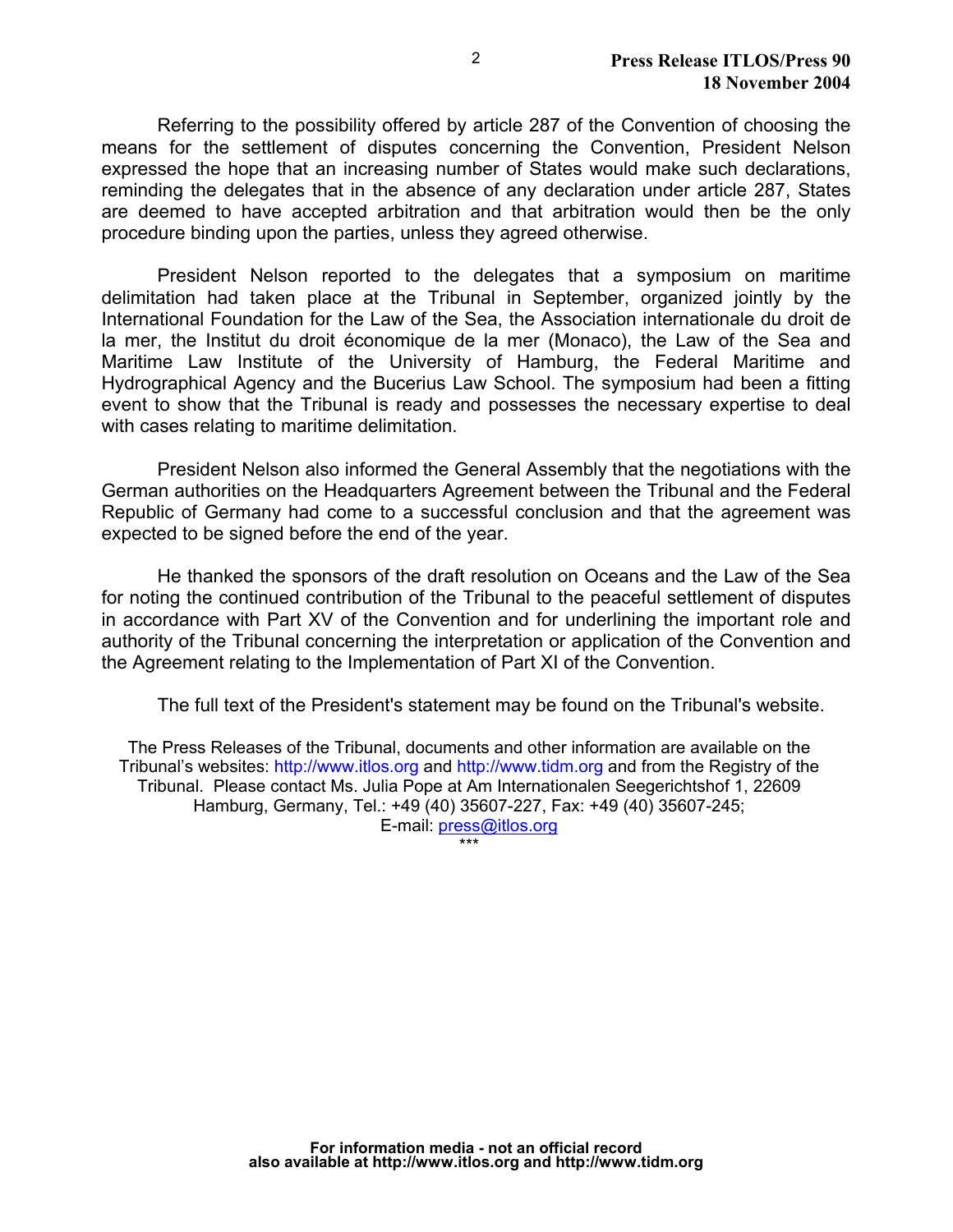Referring to the possibility offered by article 287 of the Convention of choosing the means for the settlement of disputes concerning the Convention, President Nelson expressed the hope that an increasing number of States would make such declarations, reminding the delegates that in the absence of any declaration under article 287, States are deemed to have accepted arbitration and that arbitration would then be the only procedure binding upon the parties, unless they agreed otherwise.

President Nelson reported to the delegates that a symposium on maritime delimitation had taken place at the Tribunal in September, organized jointly by the International Foundation for the Law of the Sea, the Association internationale du droit de la mer, the Institut du droit économique de la mer (Monaco), the Law of the Sea and Maritime Law Institute of the University of Hamburg, the Federal Maritime and Hydrographical Agency and the Bucerius Law School. The symposium had been a fitting event to show that the Tribunal is ready and possesses the necessary expertise to deal with cases relating to maritime delimitation.

President Nelson also informed the General Assembly that the negotiations with the German authorities on the Headquarters Agreement between the Tribunal and the Federal Republic of Germany had come to a successful conclusion and that the agreement was expected to be signed before the end of the year.

He thanked the sponsors of the draft resolution on Oceans and the Law of the Sea for noting the continued contribution of the Tribunal to the peaceful settlement of disputes in accordance with Part XV of the Convention and for underlining the important role and authority of the Tribunal concerning the interpretation or application of the Convention and the Agreement relating to the Implementation of Part XI of the Convention.

The full text of the President's statement may be found on the Tribunal's website.

The Press Releases of the Tribunal, documents and other information are available on the Tribunal's websites: http://www.itlos.org and http://www.tidm.org and from the Registry of the Tribunal. Please contact Ms. Julia Pope at Am Internationalen Seegerichtshof 1, 22609 Hamburg, Germany, Tel.: +49 (40) 35607-227, Fax: +49 (40) 35607-245; E-mail: press@itlos.org

***

**For information media - not an official record**
**also available at http://www.itlos.org and http://www.tidm.org**